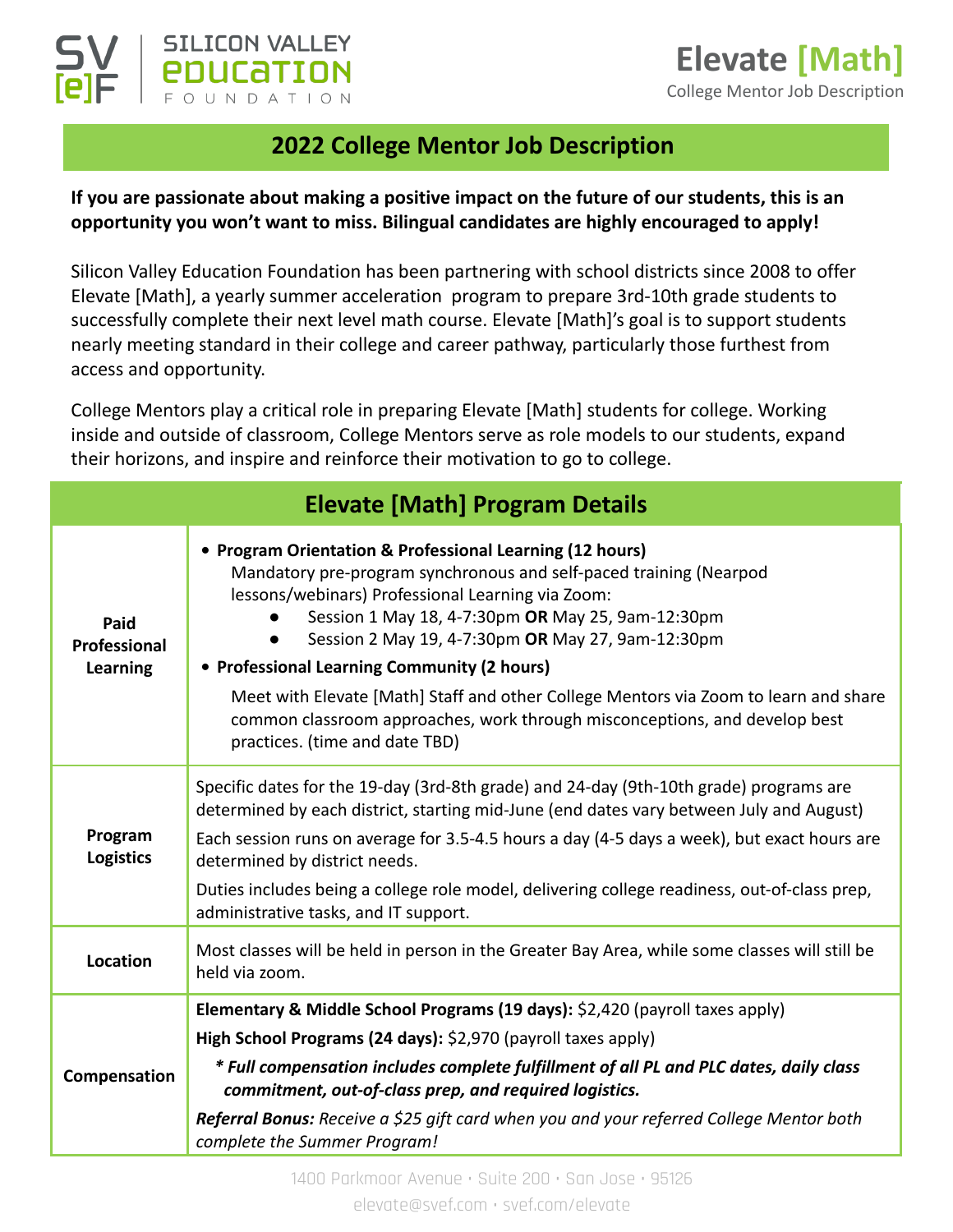SILICON VALLEY EDUCATION FOUNDATION

# Elevate [Math]

College Mentor Job Description

## 2022 College Mentor Job Description

**If you are passionate about making a positive impact on the future of our students, this is an opportunity you won't want to miss. Bilingual candidates are highly encouraged to apply!**

Silicon Valley Education Foundation has been partnering with school districts since 2008 to offer Elevate [Math], a yearly summer acceleration program to prepare 3rd-10th grade students to successfully complete their next level math course. Elevate [Math]'s goal is to support students nearly meeting standard in their college and career pathway, particularly those furthest from access and opportunity.

College Mentors play a critical role in preparing Elevate [Math] students for college. Working inside and outside of classroom, College Mentors serve as role models to our students, expand their horizons, and inspire and reinforce their motivation to go to college.

## Elevate [Math] Program Details

| | |
|---|---|
| **Paid Professional Learning** | • **Program Orientation & Professional Learning (12 hours)** Mandatory pre-program synchronous and self-paced training (Nearpod lessons/webinars) Professional Learning via Zoom: <br>● Session 1 May 18, 4-7:30pm **OR** May 25, 9am-12:30pm <br>● Session 2 May 19, 4-7:30pm **OR** May 27, 9am-12:30pm <br>• **Professional Learning Community (2 hours)** Meet with Elevate [Math] Staff and other College Mentors via Zoom to learn and share common classroom approaches, work through misconceptions, and develop best practices. (time and date TBD) |
| **Program Logistics** | Specific dates for the 19-day (3rd-8th grade) and 24-day (9th-10th grade) programs are determined by each district, starting mid-June (end dates vary between July and August) <br>Each session runs on average for 3.5-4.5 hours a day (4-5 days a week), but exact hours are determined by district needs. <br>Duties includes being a college role model, delivering college readiness, out-of-class prep, administrative tasks, and IT support. |
| **Location** | Most classes will be held in person in the Greater Bay Area, while some classes will still be held via zoom. |
| **Compensation** | **Elementary & Middle School Programs (19 days):** $2,420 (payroll taxes apply) <br>**High School Programs (24 days):** $2,970 (payroll taxes apply) <br>***\* Full compensation includes complete fulfillment of all PL and PLC dates, daily class commitment, out-of-class prep, and required logistics.*** <br>***Referral Bonus:*** *Receive a $25 gift card when you and your referred College Mentor both complete the Summer Program!* |

1400 Parkmoor Avenue • Suite 200 • San Jose • 95126
elevate@svef.com • svef.com/elevate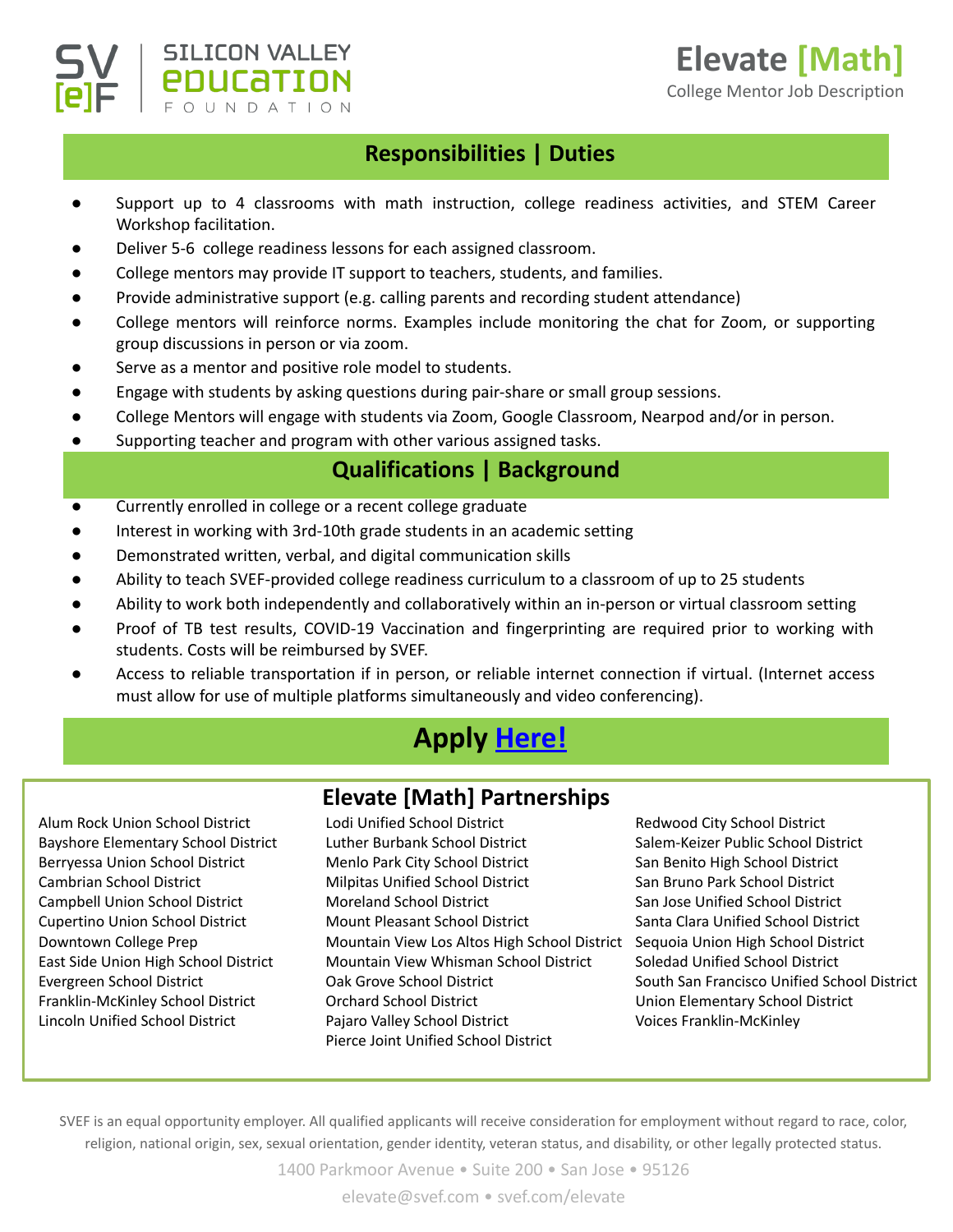SILICON VALLEY EDUCATION FOUNDATION

# Elevate [Math]

College Mentor Job Description

## Responsibilities | Duties

- Support up to 4 classrooms with math instruction, college readiness activities, and STEM Career Workshop facilitation.
- Deliver 5-6 college readiness lessons for each assigned classroom.
- College mentors may provide IT support to teachers, students, and families.
- Provide administrative support (e.g. calling parents and recording student attendance)
- College mentors will reinforce norms. Examples include monitoring the chat for Zoom, or supporting group discussions in person or via zoom.
- Serve as a mentor and positive role model to students.
- Engage with students by asking questions during pair-share or small group sessions.
- College Mentors will engage with students via Zoom, Google Classroom, Nearpod and/or in person.
- Supporting teacher and program with other various assigned tasks.

## Qualifications | Background

- Currently enrolled in college or a recent college graduate
- Interest in working with 3rd-10th grade students in an academic setting
- Demonstrated written, verbal, and digital communication skills
- Ability to teach SVEF-provided college readiness curriculum to a classroom of up to 25 students
- Ability to work both independently and collaboratively within an in-person or virtual classroom setting
- Proof of TB test results, COVID-19 Vaccination and fingerprinting are required prior to working with students. Costs will be reimbursed by SVEF.
- Access to reliable transportation if in person, or reliable internet connection if virtual. (Internet access must allow for use of multiple platforms simultaneously and video conferencing).

## Apply Here!

## Elevate [Math] Partnerships

Alum Rock Union School District
Bayshore Elementary School District
Berryessa Union School District
Cambrian School District
Campbell Union School District
Cupertino Union School District
Downtown College Prep
East Side Union High School District
Evergreen School District
Franklin-McKinley School District
Lincoln Unified School District
Lodi Unified School District
Luther Burbank School District
Menlo Park City School District
Milpitas Unified School District
Moreland School District
Mount Pleasant School District
Mountain View Los Altos High School District
Mountain View Whisman School District
Oak Grove School District
Orchard School District
Pajaro Valley School District
Pierce Joint Unified School District
Redwood City School District
Salem-Keizer Public School District
San Benito High School District
San Bruno Park School District
San Jose Unified School District
Santa Clara Unified School District
Sequoia Union High School District
Soledad Unified School District
South San Francisco Unified School District
Union Elementary School District
Voices Franklin-McKinley

SVEF is an equal opportunity employer. All qualified applicants will receive consideration for employment without regard to race, color, religion, national origin, sex, sexual orientation, gender identity, veteran status, and disability, or other legally protected status.

1400 Parkmoor Avenue • Suite 200 • San Jose • 95126

elevate@svef.com • svef.com/elevate